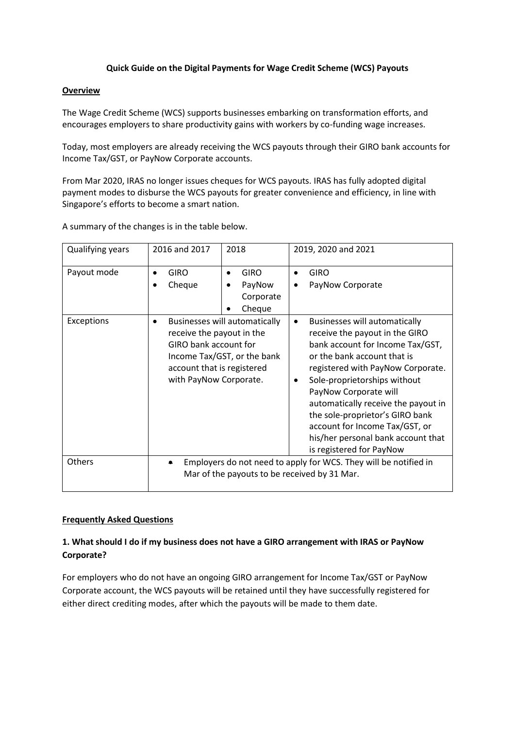**Quick Guide on the Digital Payments for Wage Credit Scheme (WCS) Payouts**

**Overview**

The Wage Credit Scheme (WCS) supports businesses embarking on transformation efforts, and encourages employers to share productivity gains with workers by co-funding wage increases.

Today, most employers are already receiving the WCS payouts through their GIRO bank accounts for Income Tax/GST, or PayNow Corporate accounts.

From Mar 2020, IRAS no longer issues cheques for WCS payouts. IRAS has fully adopted digital payment modes to disburse the WCS payouts for greater convenience and efficiency, in line with Singapore's efforts to become a smart nation.

A summary of the changes is in the table below.

| Qualifying years | 2016 and 2017 | 2018 | 2019, 2020 and 2021 |
|---|---|---|---|
| Payout mode | • GIRO<br>• Cheque | • GIRO<br>• PayNow Corporate<br>• Cheque | • GIRO<br>• PayNow Corporate |
| Exceptions | • Businesses will automatically receive the payout in the GIRO bank account for Income Tax/GST, or the bank account that is registered with PayNow Corporate. | | • Businesses will automatically receive the payout in the GIRO bank account for Income Tax/GST, or the bank account that is registered with PayNow Corporate.<br>• Sole-proprietorships without PayNow Corporate will automatically receive the payout in the sole-proprietor's GIRO bank account for Income Tax/GST, or his/her personal bank account that is registered for PayNow |
| Others | • Employers do not need to apply for WCS. They will be notified in Mar of the payouts to be received by 31 Mar. | | |

**Frequently Asked Questions**

**1. What should I do if my business does not have a GIRO arrangement with IRAS or PayNow Corporate?**

For employers who do not have an ongoing GIRO arrangement for Income Tax/GST or PayNow Corporate account, the WCS payouts will be retained until they have successfully registered for either direct crediting modes, after which the payouts will be made to them date.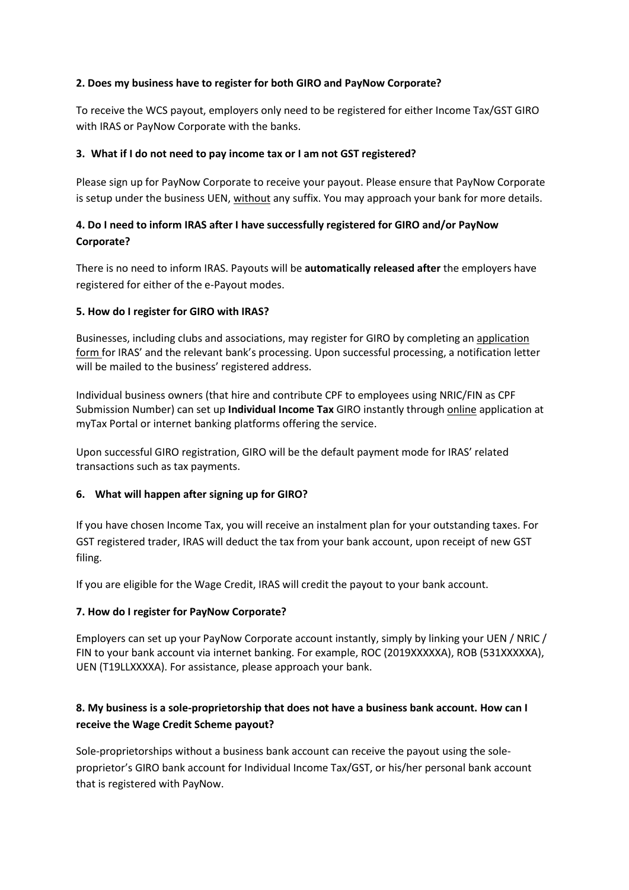**2. Does my business have to register for both GIRO and PayNow Corporate?**

To receive the WCS payout, employers only need to be registered for either Income Tax/GST GIRO with IRAS or PayNow Corporate with the banks.

**3. What if I do not need to pay income tax or I am not GST registered?**

Please sign up for PayNow Corporate to receive your payout. Please ensure that PayNow Corporate is setup under the business UEN, without any suffix. You may approach your bank for more details.

**4. Do I need to inform IRAS after I have successfully registered for GIRO and/or PayNow Corporate?**

There is no need to inform IRAS. Payouts will be **automatically released after** the employers have registered for either of the e-Payout modes.

**5. How do I register for GIRO with IRAS?**

Businesses, including clubs and associations, may register for GIRO by completing an application form for IRAS' and the relevant bank's processing. Upon successful processing, a notification letter will be mailed to the business' registered address.

Individual business owners (that hire and contribute CPF to employees using NRIC/FIN as CPF Submission Number) can set up **Individual Income Tax** GIRO instantly through online application at myTax Portal or internet banking platforms offering the service.

Upon successful GIRO registration, GIRO will be the default payment mode for IRAS' related transactions such as tax payments.

**6. What will happen after signing up for GIRO?**

If you have chosen Income Tax, you will receive an instalment plan for your outstanding taxes. For GST registered trader, IRAS will deduct the tax from your bank account, upon receipt of new GST filing.

If you are eligible for the Wage Credit, IRAS will credit the payout to your bank account.

**7. How do I register for PayNow Corporate?**

Employers can set up your PayNow Corporate account instantly, simply by linking your UEN / NRIC / FIN to your bank account via internet banking. For example, ROC (2019XXXXXA), ROB (531XXXXXA), UEN (T19LLXXXXA). For assistance, please approach your bank.

**8. My business is a sole-proprietorship that does not have a business bank account. How can I receive the Wage Credit Scheme payout?**

Sole-proprietorships without a business bank account can receive the payout using the sole-proprietor's GIRO bank account for Individual Income Tax/GST, or his/her personal bank account that is registered with PayNow.